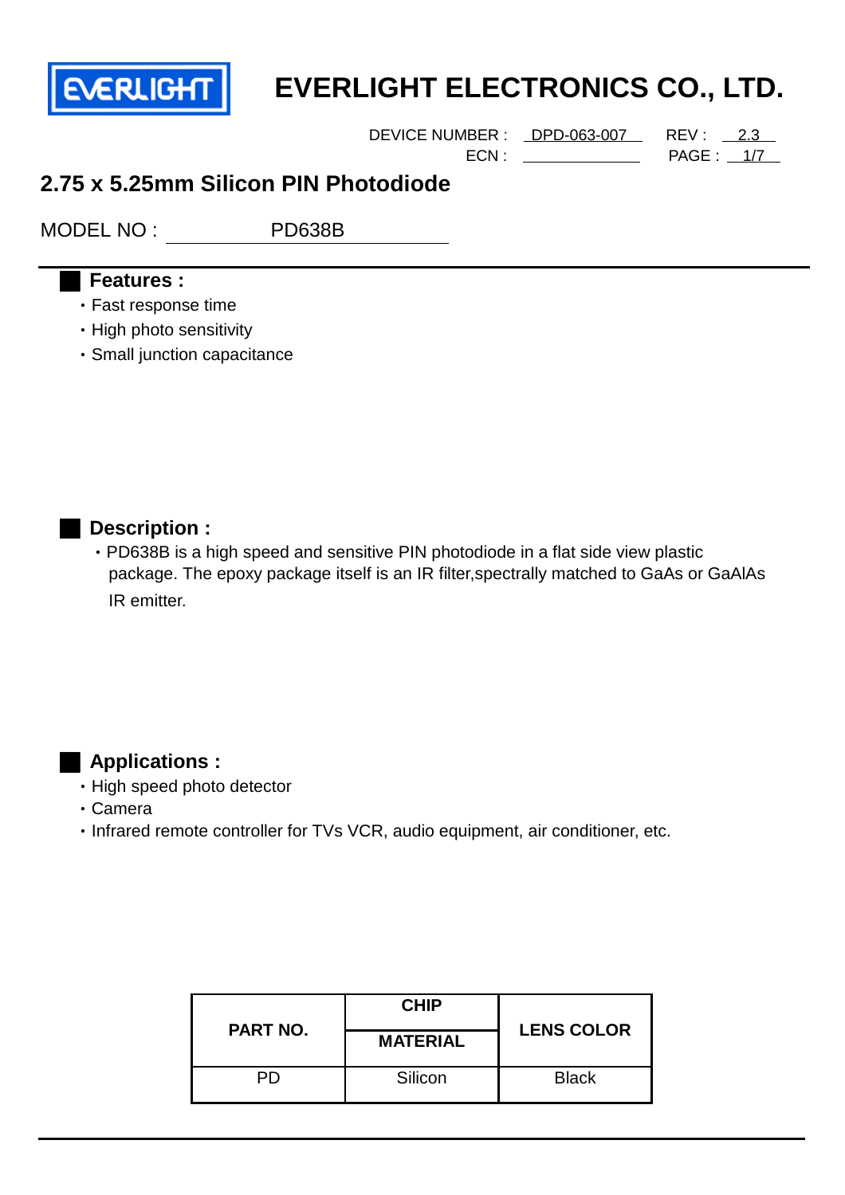EVERLIGHT

# EVERLIGHT ELECTRONICS CO., LTD.

DEVICE NUMBER : DPD-063-007　REV : 2.3
ECN : 　PAGE : 1/7

## 2.75 x 5.25mm Silicon PIN Photodiode

MODEL NO : PD638B

### Features :

- Fast response time
- High photo sensitivity
- Small junction capacitance

### Description :

- PD638B is a high speed and sensitive PIN photodiode in a flat side view plastic package. The epoxy package itself is an IR filter,spectrally matched to GaAs or GaAlAs IR emitter.

### Applications :

- High speed photo detector
- Camera
- Infrared remote controller for TVs VCR, audio equipment, air conditioner, etc.

| PART NO. | CHIP MATERIAL | LENS COLOR |
|---|---|---|
| PD | Silicon | Black |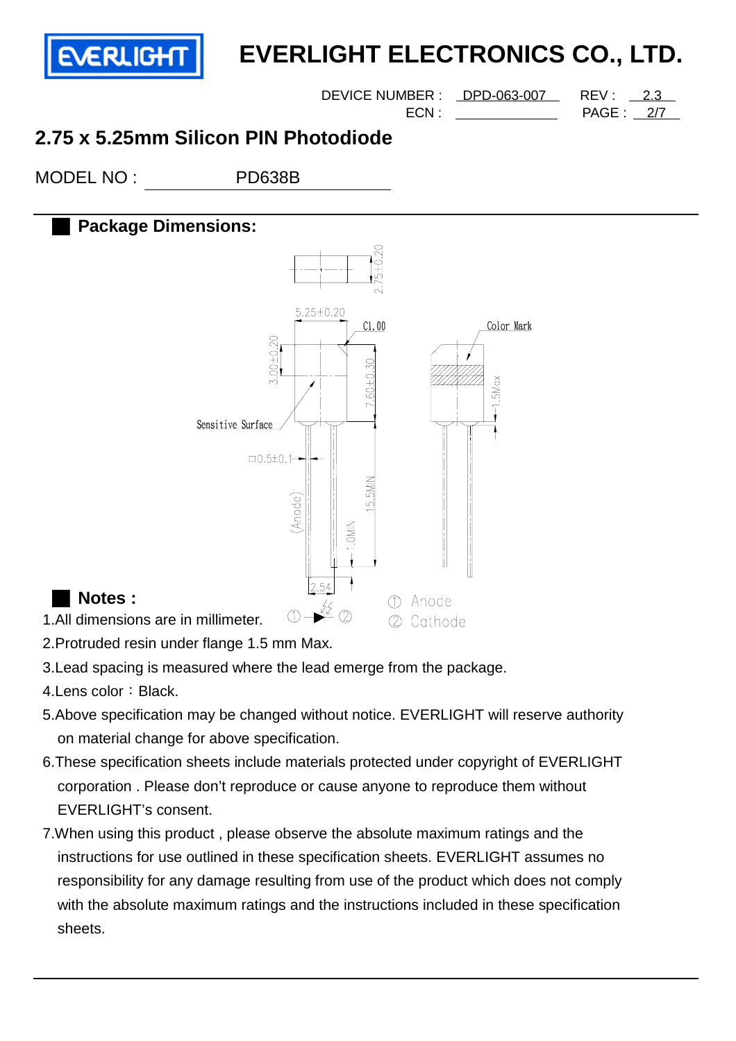# EVERLIGHT ELECTRONICS CO., LTD.

DEVICE NUMBER : DPD-063-007 REV : 2.3
ECN : PAGE : 2/7

## 2.75 x 5.25mm Silicon PIN Photodiode

MODEL NO : PD638B

### Package Dimensions:

2.75±0.20
5.25±0.20
C1.00
Color Mark
3.00±0.20
7.60±0.30
1.5Max
Sensitive Surface
□0.5±0.1
(Anode)
15.5MIN
1.0MIN
2.54
① Anode
② Cathode

### Notes :

1.All dimensions are in millimeter.

2.Protruded resin under flange 1.5 mm Max.

3.Lead spacing is measured where the lead emerge from the package.

4.Lens color：Black.

5.Above specification may be changed without notice. EVERLIGHT will reserve authority on material change for above specification.

6.These specification sheets include materials protected under copyright of EVERLIGHT corporation . Please don't reproduce or cause anyone to reproduce them without EVERLIGHT's consent.

7.When using this product , please observe the absolute maximum ratings and the instructions for use outlined in these specification sheets. EVERLIGHT assumes no responsibility for any damage resulting from use of the product which does not comply with the absolute maximum ratings and the instructions included in these specification sheets.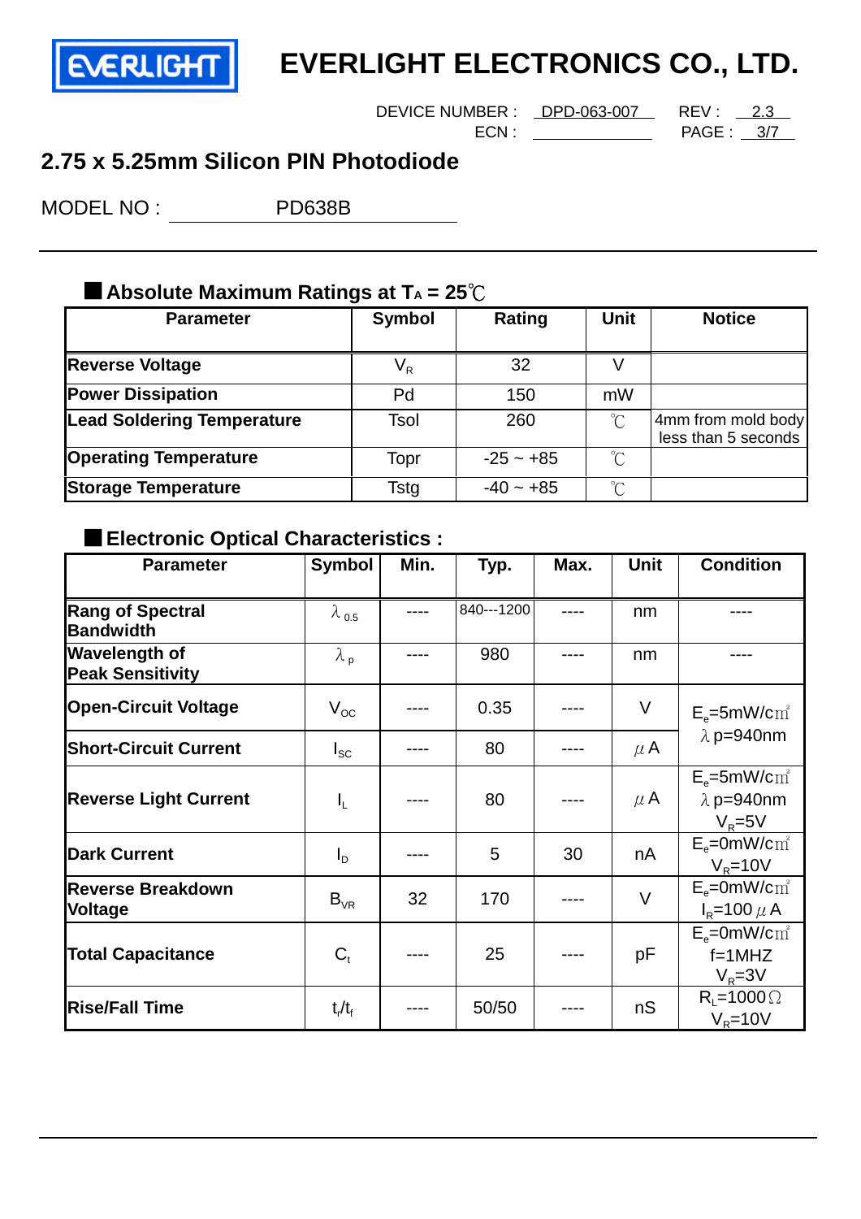# EVERLIGHT ELECTRONICS CO., LTD.

DEVICE NUMBER : DPD-063-007 REV : 2.3

ECN :

## 2.75 x 5.25mm Silicon PIN Photodiode

MODEL NO : PD638B

### ■ Absolute Maximum Ratings at $T_A$ = 25℃

| Parameter | Symbol | Rating | Unit | Notice |
|---|---|---|---|---|
| **Reverse Voltage** | $V_R$ | 32 | V | |
| **Power Dissipation** | Pd | 150 | mW | |
| **Lead Soldering Temperature** | Tsol | 260 | ℃ | 4mm from mold body less than 5 seconds |
| **Operating Temperature** | Topr | -25 ~ +85 | ℃ | |
| **Storage Temperature** | Tstg | -40 ~ +85 | ℃ | |

### ■ Electronic Optical Characteristics :

| Parameter | Symbol | Min. | Typ. | Max. | Unit | Condition |
|---|---|---|---|---|---|---|
| **Rang of Spectral Bandwidth** | $\lambda_{0.5}$ | ---- | 840---1200 | ---- | nm | ---- |
| **Wavelength of Peak Sensitivity** | $\lambda_p$ | ---- | 980 | ---- | nm | ---- |
| **Open-Circuit Voltage** | $V_{OC}$ | ---- | 0.35 | ---- | V | $E_e$=5mW/㎠ $\lambda$p=940nm |
| **Short-Circuit Current** | $I_{SC}$ | ---- | 80 | ---- | $\mu$A | |
| **Reverse Light Current** | $I_L$ | ---- | 80 | ---- | $\mu$A | $E_e$=5mW/㎠ $\lambda$p=940nm $V_R$=5V |
| **Dark Current** | $I_D$ | ---- | 5 | 30 | nA | $E_e$=0mW/㎠ $V_R$=10V |
| **Reverse Breakdown Voltage** | $B_{VR}$ | 32 | 170 | ---- | V | $E_e$=0mW/㎠ $I_R$=100$\mu$A |
| **Total Capacitance** | $C_t$ | ---- | 25 | ---- | pF | $E_e$=0mW/㎠ f=1MHZ $V_R$=3V |
| **Rise/Fall Time** | $t_r/t_f$ | ---- | 50/50 | ---- | nS | $R_L$=1000Ω $V_R$=10V |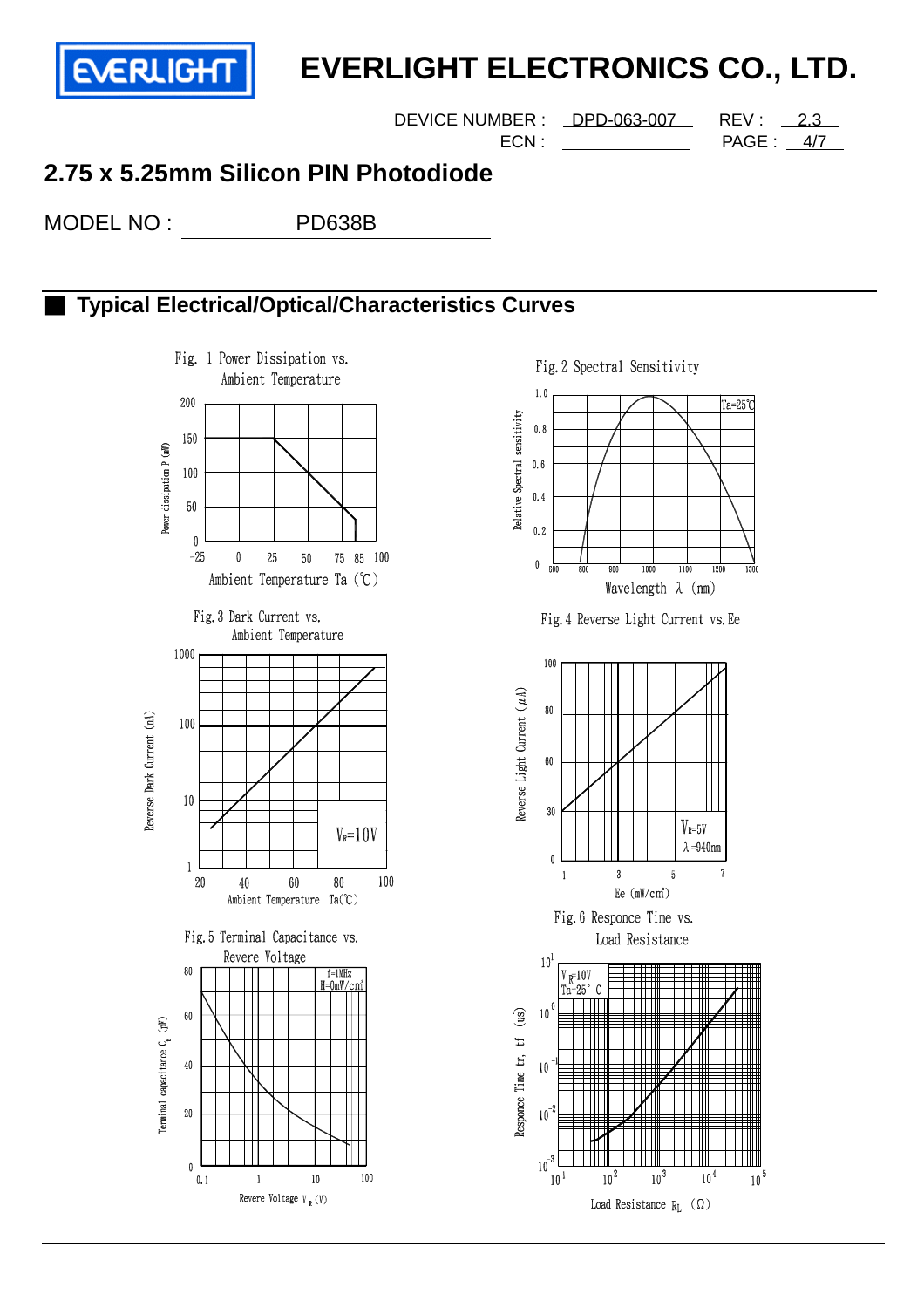## 2.75 x 5.25mm Silicon PIN Photodiode

MODEL NO : PD638B

DEVICE NUMBER : DPD-063-007 REV : 2.3

ECN :

### Typical Electrical/Optical/Characteristics Curves

Fig. 1 Power Dissipation vs. Ambient Temperature

Power dissipation P (mW)

200
150
100
50
0

-25 0 25 50 75 85 100

Ambient Temperature Ta (℃)

Fig. 2 Spectral Sensitivity

Relative Spectral sensitivity

1.0
0.8
0.6
0.4
0.2
0

600 800 900 1000 1100 1200 1300

Ta=25℃

Wavelength λ (nm)

Fig. 3 Dark Current vs. Ambient Temperature

Reverse Dark Current (nA)

1000
100
10
1

20 40 60 80 100

$V_R$=10V

Ambient Temperature Ta(℃)

Fig. 4 Reverse Light Current vs. Ee

Reverse Light Current (μA)

100
80
60
30
0

1 3 5 7

$V_R$=5V
λ=940nm

Ee (mW/cm²)

Fig. 5 Terminal Capacitance vs. Revere Voltage

Terminal capacitance $C_t$ (pF)

80
60
40
20
0

0.1 1 10 100

f=1MHz
H=0mW/cm²

Revere Voltage $V_R$ (V)

Fig. 6 Responce Time vs. Load Resistance

Responce Time tr, tf (us)

$10^1$
$10^0$
$10^{-1}$
$10^{-2}$
$10^{-3}$

$10^1$ $10^2$ $10^3$ $10^4$ $10^5$

$V_R$=10V
Ta=25° C

Load Resistance $R_L$ (Ω)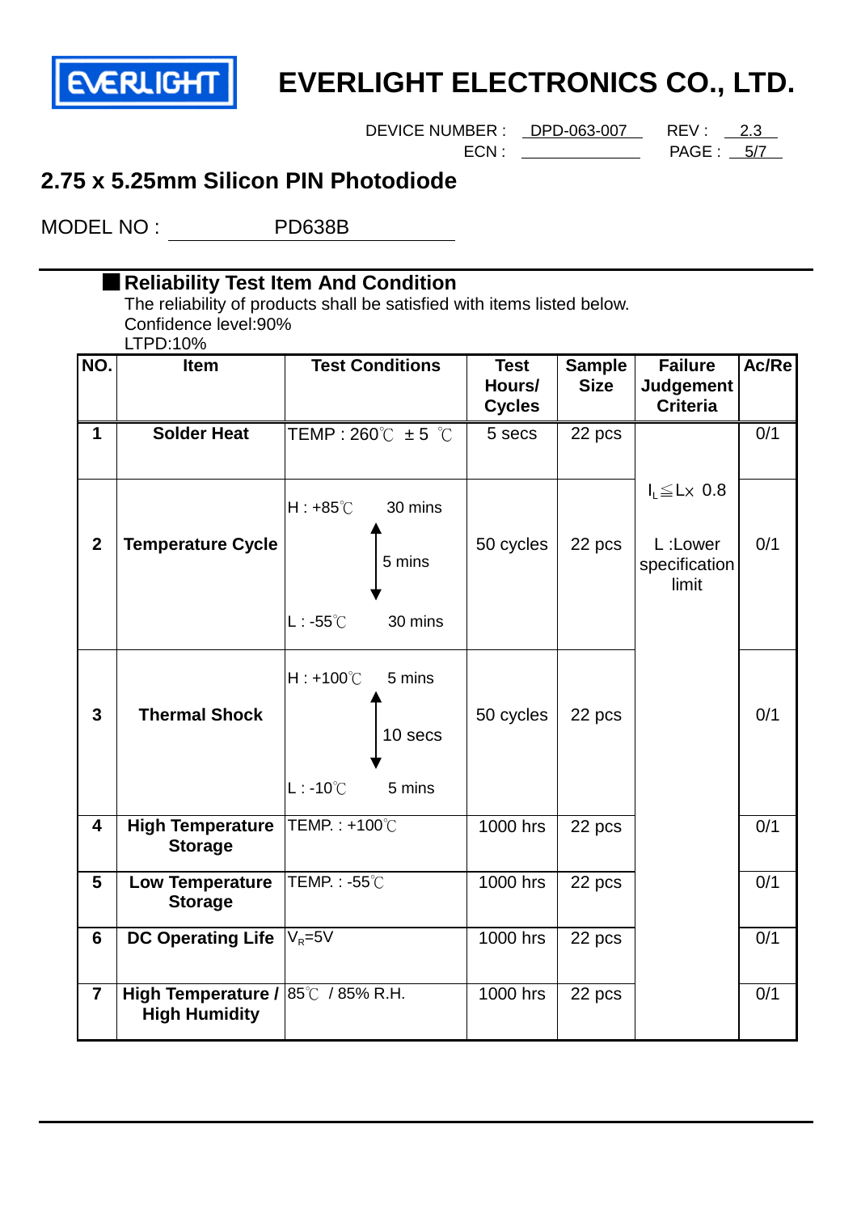# EVERLIGHT ELECTRONICS CO., LTD.

DEVICE NUMBER : DPD-063-007 REV : 2.3
ECN : PAGE : 5/7

## 2.75 x 5.25mm Silicon PIN Photodiode

MODEL NO : PD638B

### Reliability Test Item And Condition

The reliability of products shall be satisfied with items listed below.
Confidence level:90%
LTPD:10%

| NO. | Item | Test Conditions | Test Hours/ Cycles | Sample Size | Failure Judgement Criteria | Ac/Re |
|---|---|---|---|---|---|---|
| 1 | **Solder Heat** | TEMP : 260℃ ± 5 ℃ | 5 secs | 22 pcs | $I_L \leqq L \times 0.8$ L :Lower specification limit | 0/1 |
| 2 | **Temperature Cycle** | H : +85℃ 30 mins ↕ 5 mins L : -55℃ 30 mins | 50 cycles | 22 pcs | | 0/1 |
| 3 | **Thermal Shock** | H : +100℃ 5 mins ↕ 10 secs L : -10℃ 5 mins | 50 cycles | 22 pcs | | 0/1 |
| 4 | **High Temperature Storage** | TEMP. : +100℃ | 1000 hrs | 22 pcs | | 0/1 |
| 5 | **Low Temperature Storage** | TEMP. : -55℃ | 1000 hrs | 22 pcs | | 0/1 |
| 6 | **DC Operating Life** | $V_R$=5V | 1000 hrs | 22 pcs | | 0/1 |
| 7 | **High Temperature / High Humidity** | 85℃ / 85% R.H. | 1000 hrs | 22 pcs | | 0/1 |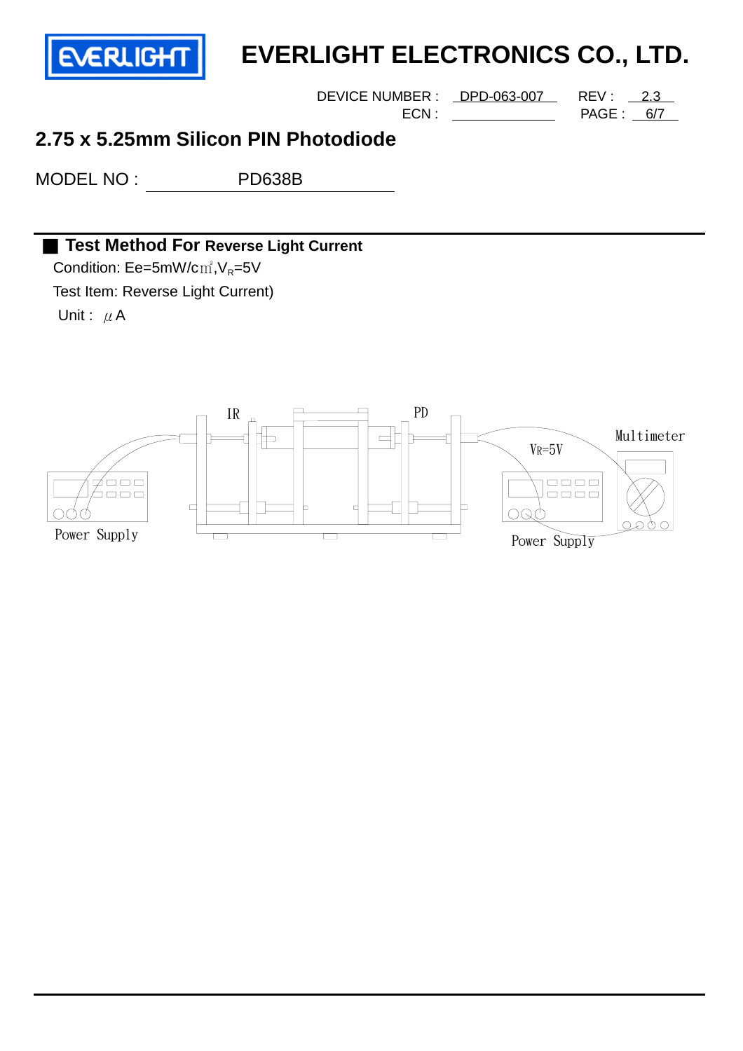# EVERLIGHT ELECTRONICS CO., LTD.

DEVICE NUMBER : DPD-063-007 REV : 2.3
ECN : PAGE : 6/7

## 2.75 x 5.25mm Silicon PIN Photodiode

MODEL NO : PD638B

### Test Method For Reverse Light Current

Condition: Ee=5mW/㎠,$V_R$=5V

Test Item: Reverse Light Current)

Unit : μA

IR

PD

Multimeter

$V_R$=5V

Power Supply

Power Supply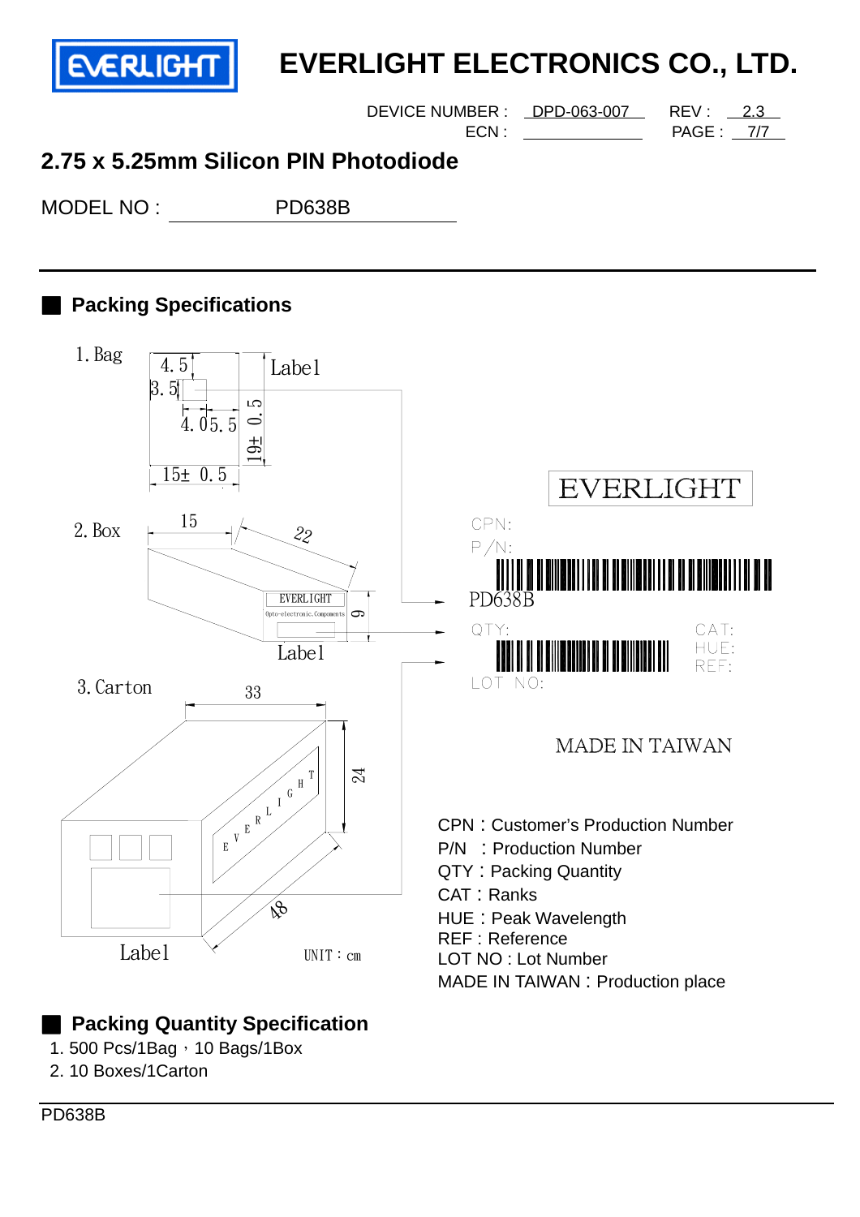# EVERLIGHT ELECTRONICS CO., LTD.

DEVICE NUMBER : DPD-063-007 REV : 2.3
ECN : PAGE : 7/7

## 2.75 x 5.25mm Silicon PIN Photodiode

MODEL NO : PD638B

## Packing Specifications

1. Bag

4.5
3.5
4.0
5.5
19± 0.5
15± 0.5
Label

2. Box

15
22
9
EVERLIGHT
Opto-electronic.Components
Label

3. Carton

33
24
48
EVERLIGHT
Label
UNIT : cm

EVERLIGHT
CPN:
P/N:
PD638B
QTY:
CAT:
HUE:
REF:
LOT NO:
MADE IN TAIWAN

CPN : Customer's Production Number
P/N : Production Number
QTY : Packing Quantity
CAT : Ranks
HUE : Peak Wavelength
REF : Reference
LOT NO : Lot Number
MADE IN TAIWAN : Production place

## Packing Quantity Specification

1. 500 Pcs/1Bag，10 Bags/1Box
2. 10 Boxes/1Carton